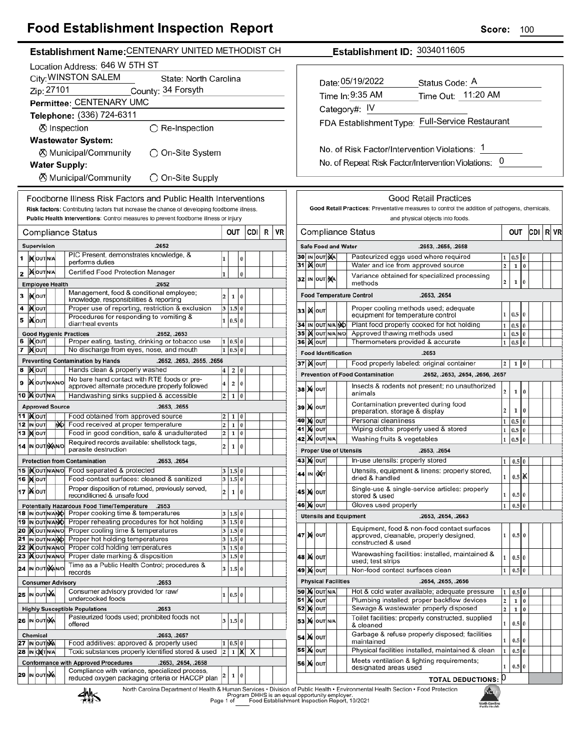# Food Establishment Inspection Report

**Score:** 100

**Establishment Name:** CENTENARY UNITED METHODIST CH

**Establishment ID:** 3034011605

Location Address: 646 W 5TH ST
City: WINSTON SALEM State: North Carolina
Zip: 27101 County: 34 Forsyth
Permittee: CENTENARY UMC
Telephone: (336) 724-6311

⊗ Inspection ○ Re-Inspection

**Wastewater System:**
⊗ Municipal/Community ○ On-Site System

**Water Supply:**
⊗ Municipal/Community ○ On-Site Supply

Date: 05/19/2022 Status Code: A
Time In: 9:35 AM Time Out: 11:20 AM
Category#: IV
FDA Establishment Type: Full-Service Restaurant

No. of Risk Factor/Intervention Violations: 1
No. of Repeat Risk Factor/Intervention Violations: 0

## Foodborne Illness Risk Factors and Public Health Interventions

**Risk factors:** Contributing factors that increase the chance of developing foodborne illness.
**Public Health Interventions:** Control measures to prevent foodborne illness or injury

| # | Compliance Status | | OUT | | CDI | R | VR |
|---|---|---|---|---|---|---|---|
| | **Supervision** .2652 | | | | | | |
| 1 | IN | PIC Present, demonstrates knowledge, & performs duties | 1 | 0 | | | |
| 2 | IN | Certified Food Protection Manager | 1 | 0 | | | |
| | **Employee Health** .2652 | | | | | | |
| 3 | IN | Management, food & conditional employee; knowledge, responsibilities & reporting | 2 1 | 0 | | | |
| 4 | IN | Proper use of reporting, restriction & exclusion | 3 1.5 | 0 | | | |
| 5 | IN | Procedures for responding to vomiting & diarrheal events | 1 0.5 | 0 | | | |
| | **Good Hygienic Practices** .2652, .2653 | | | | | | |
| 6 | IN | Proper eating, tasting, drinking or tobacco use | 1 0.5 | 0 | | | |
| 7 | IN | No discharge from eyes, nose, and mouth | 1 0.5 | 0 | | | |
| | **Preventing Contamination by Hands** .2652, .2653, .2655, .2656 | | | | | | |
| 8 | IN | Hands clean & properly washed | 4 2 | 0 | | | |
| 9 | IN | No bare hand contact with RTE foods or pre-approved alternate procedure properly followed | 4 2 | 0 | | | |
| 10 | IN | Handwashing sinks supplied & accessible | 2 1 | 0 | | | |
| | **Approved Source** .2653, .2655 | | | | | | |
| 11 | IN | Food obtained from approved source | 2 1 | 0 | | | |
| 12 | N/O | Food received at proper temperature | 2 1 | 0 | | | |
| 13 | IN | Food in good condition, safe & unadulterated | 2 1 | 0 | | | |
| 14 | N/A | Required records available: shellstock tags, parasite destruction | 2 1 | 0 | | | |
| | **Protection from Contamination** .2653, .2654 | | | | | | |
| 15 | IN | Food separated & protected | 3 1.5 | 0 | | | |
| 16 | IN | Food-contact surfaces: cleaned & sanitized | 3 1.5 | 0 | | | |
| 17 | IN | Proper disposition of returned, previously served, reconditioned & unsafe food | 2 1 | 0 | | | |
| | **Potentially Hazardous Food Time/Temperature** .2653 | | | | | | |
| 18 | N/O | Proper cooking time & temperatures | 3 1.5 | 0 | | | |
| 19 | N/O | Proper reheating procedures for hot holding | 3 1.5 | 0 | | | |
| 20 | IN | Proper cooling time & temperatures | 3 1.5 | 0 | | | |
| 21 | N/O | Proper hot holding temperatures | 3 1.5 | 0 | | | |
| 22 | IN | Proper cold holding temperatures | 3 1.5 | 0 | | | |
| 23 | IN | Proper date marking & disposition | 3 1.5 | 0 | | | |
| 24 | N/A | Time as a Public Health Control; procedures & records | 3 1.5 | 0 | | | |
| | **Consumer Advisory** .2653 | | | | | | |
| 25 | N/A | Consumer advisory provided for raw/ undercooked foods | 1 0.5 | 0 | | | |
| | **Highly Susceptible Populations** .2653 | | | | | | |
| 26 | N/A | Pasteurized foods used; prohibited foods not offered | 3 1.5 | 0 | | | |
| | **Chemical** .2653, .2657 | | | | | | |
| 27 | N/A | Food additives: approved & properly used | 1 0.5 | 0 | | | |
| 28 | OUT | Toxic substances properly identified stored & used | 2 1 | X | X | | |
| | **Conformance with Approved Procedures** .2653, .2654, .2658 | | | | | | |
| 29 | N/A | Compliance with variance, specialized process, reduced oxygen packaging criteria or HACCP plan | 2 1 | 0 | | | |

## Good Retail Practices

**Good Retail Practices:** Preventative measures to control the addition of pathogens, chemicals, and physical objects into foods.

| # | Compliance Status | | OUT | | CDI | R | VR |
|---|---|---|---|---|---|---|---|
| | **Safe Food and Water** .2653, .2655, .2658 | | | | | | |
| 30 | N/A | Pasteurized eggs used where required | 1 0.5 | 0 | | | |
| 31 | IN | Water and ice from approved source | 2 1 | 0 | | | |
| 32 | N/A | Variance obtained for specialized processing methods | 2 1 | 0 | | | |
| | **Food Temperature Control** .2653, .2654 | | | | | | |
| 33 | IN | Proper cooling methods used; adequate equipment for temperature control | 1 0.5 | 0 | | | |
| 34 | N/O | Plant food properly cooked for hot holding | 1 0.5 | 0 | | | |
| 35 | IN | Approved thawing methods used | 1 0.5 | 0 | | | |
| 36 | IN | Thermometers provided & accurate | 1 0.5 | 0 | | | |
| | **Food Identification** .2653 | | | | | | |
| 37 | IN | Food properly labeled: original container | 2 1 | 0 | | | |
| | **Prevention of Food Contamination** .2652, .2653, .2654, .2656, .2657 | | | | | | |
| 38 | IN | Insects & rodents not present; no unauthorized animals | 2 1 | 0 | | | |
| 39 | IN | Contamination prevented during food preparation, storage & display | 2 1 | 0 | | | |
| 40 | IN | Personal cleanliness | 1 0.5 | 0 | | | |
| 41 | IN | Wiping cloths: properly used & stored | 1 0.5 | 0 | | | |
| 42 | IN | Washing fruits & vegetables | 1 0.5 | 0 | | | |
| | **Proper Use of Utensils** .2653, .2654 | | | | | | |
| 43 | IN | In-use utensils: properly stored | 1 0.5 | 0 | | | |
| 44 | OUT | Utensils, equipment & linens: properly stored, dried & handled | 1 0.5 | X | | | |
| 45 | IN | Single-use & single-service articles: properly stored & used | 1 0.5 | 0 | | | |
| 46 | IN | Gloves used properly | 1 0.5 | 0 | | | |
| | **Utensils and Equipment** .2653, .2654, .2663 | | | | | | |
| 47 | IN | Equipment, food & non-food contact surfaces approved, cleanable, properly designed, constructed & used | 1 0.5 | 0 | | | |
| 48 | IN | Warewashing facilities: installed, maintained & used; test strips | 1 0.5 | 0 | | | |
| 49 | IN | Non-food contact surfaces clean | 1 0.5 | 0 | | | |
| | **Physical Facilities** .2654, .2655, .2656 | | | | | | |
| 50 | IN | Hot & cold water available; adequate pressure | 1 0.5 | 0 | | | |
| 51 | IN | Plumbing installed; proper backflow devices | 2 1 | 0 | | | |
| 52 | IN | Sewage & wastewater properly disposed | 2 1 | 0 | | | |
| 53 | IN | Toilet facilities: properly constructed, supplied & cleaned | 1 0.5 | 0 | | | |
| 54 | IN | Garbage & refuse properly disposed; facilities maintained | 1 0.5 | 0 | | | |
| 55 | IN | Physical facilities installed, maintained & clean | 1 0.5 | 0 | | | |
| 56 | IN | Meets ventilation & lighting requirements; designated areas used | 1 0.5 | 0 | | | |
| | | **TOTAL DEDUCTIONS:** | 0 | | | | |

North Carolina Department of Health & Human Services • Division of Public Health • Environmental Health Section • Food Protection Program DHHS is an equal opportunity employer.
Food Establishment Inspection Report, 10/2021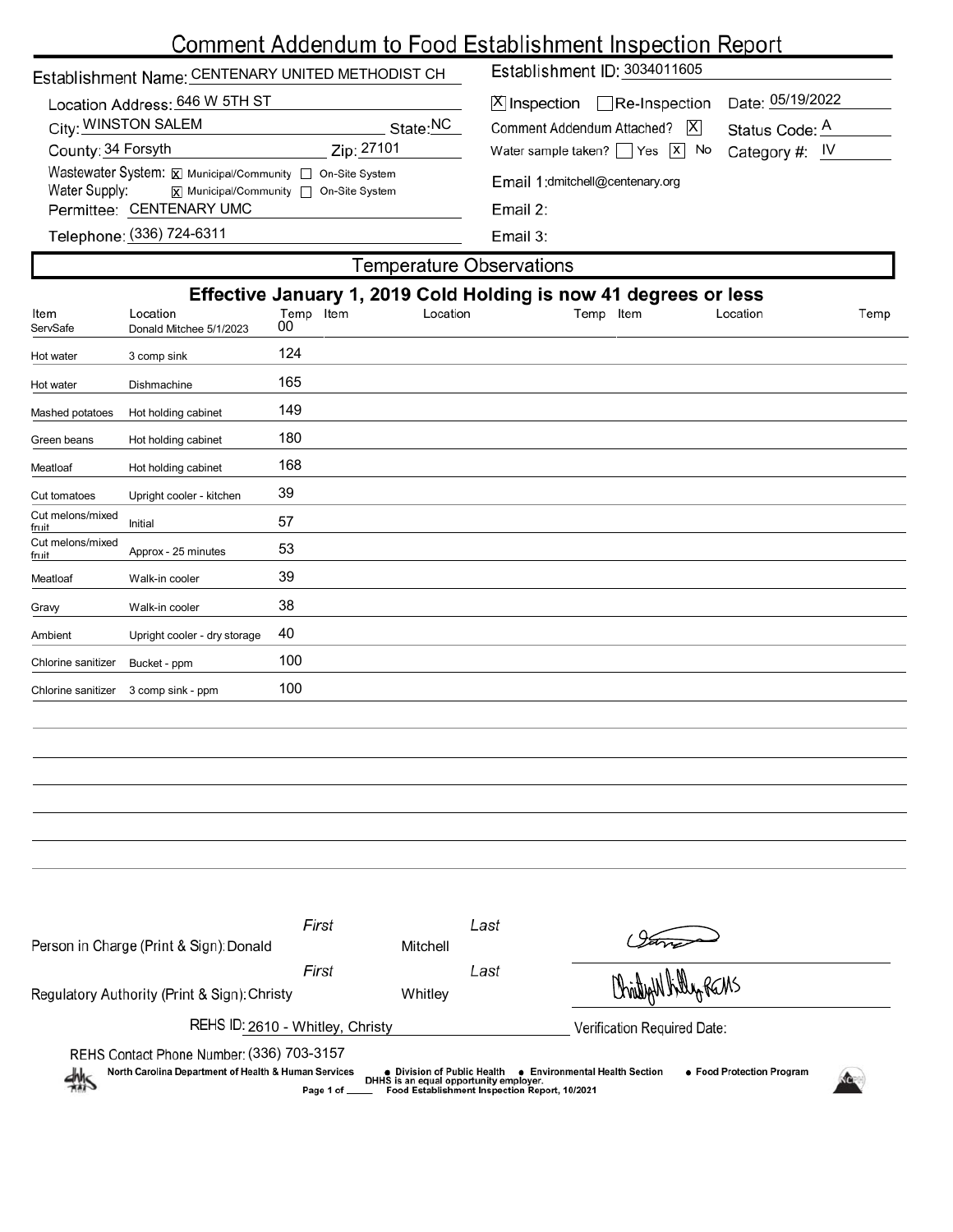# Comment Addendum to Food Establishment Inspection Report

**Establishment Name:** CENTENARY UNITED METHODIST CH

**Establishment ID:** 3034011605

**Location Address:** 646 W 5TH ST

**City:** WINSTON SALEM **State:** NC

**County:** 34 Forsyth **Zip:** 27101

**Wastewater System:** [X] Municipal/Community [ ] On-Site System

**Water Supply:** [X] Municipal/Community [ ] On-Site System

**Permittee:** CENTENARY UMC

**Telephone:** (336) 724-6311

[X] Inspection [ ] Re-Inspection **Date:** 05/19/2022

Comment Addendum Attached? [X] **Status Code:** A

Water sample taken? [ ] Yes [X] No **Category #:** IV

**Email 1:** dmitchell@centenary.org

**Email 2:**

**Email 3:**

## Temperature Observations

### Effective January 1, 2019 Cold Holding is now 41 degrees or less

| Item | Location | Temp | Item | Location | Temp | Item | Location | Temp |
|---|---|---|---|---|---|---|---|---|
| ServSafe | Donald Mitchee 5/1/2023 | 00 | | | | | | |
| Hot water | 3 comp sink | 124 | | | | | | |
| Hot water | Dishmachine | 165 | | | | | | |
| Mashed potatoes | Hot holding cabinet | 149 | | | | | | |
| Green beans | Hot holding cabinet | 180 | | | | | | |
| Meatloaf | Hot holding cabinet | 168 | | | | | | |
| Cut tomatoes | Upright cooler - kitchen | 39 | | | | | | |
| Cut melons/mixed fruit | Initial | 57 | | | | | | |
| Cut melons/mixed fruit | Approx - 25 minutes | 53 | | | | | | |
| Meatloaf | Walk-in cooler | 39 | | | | | | |
| Gravy | Walk-in cooler | 38 | | | | | | |
| Ambient | Upright cooler - dry storage | 40 | | | | | | |
| Chlorine sanitizer | Bucket - ppm | 100 | | | | | | |
| Chlorine sanitizer | 3 comp sink - ppm | 100 | | | | | | |

**Person in Charge (Print & Sign):** First: Donald Last: Mitchell

**Regulatory Authority (Print & Sign):** First: Christy Last: Whitley

**REHS ID:** 2610 - Whitley, Christy

**Verification Required Date:**

**REHS Contact Phone Number:** (336) 703-3157

North Carolina Department of Health & Human Services ● Division of Public Health ● Environmental Health Section ● Food Protection Program

DHHS is an equal opportunity employer.

Food Establishment Inspection Report, 10/2021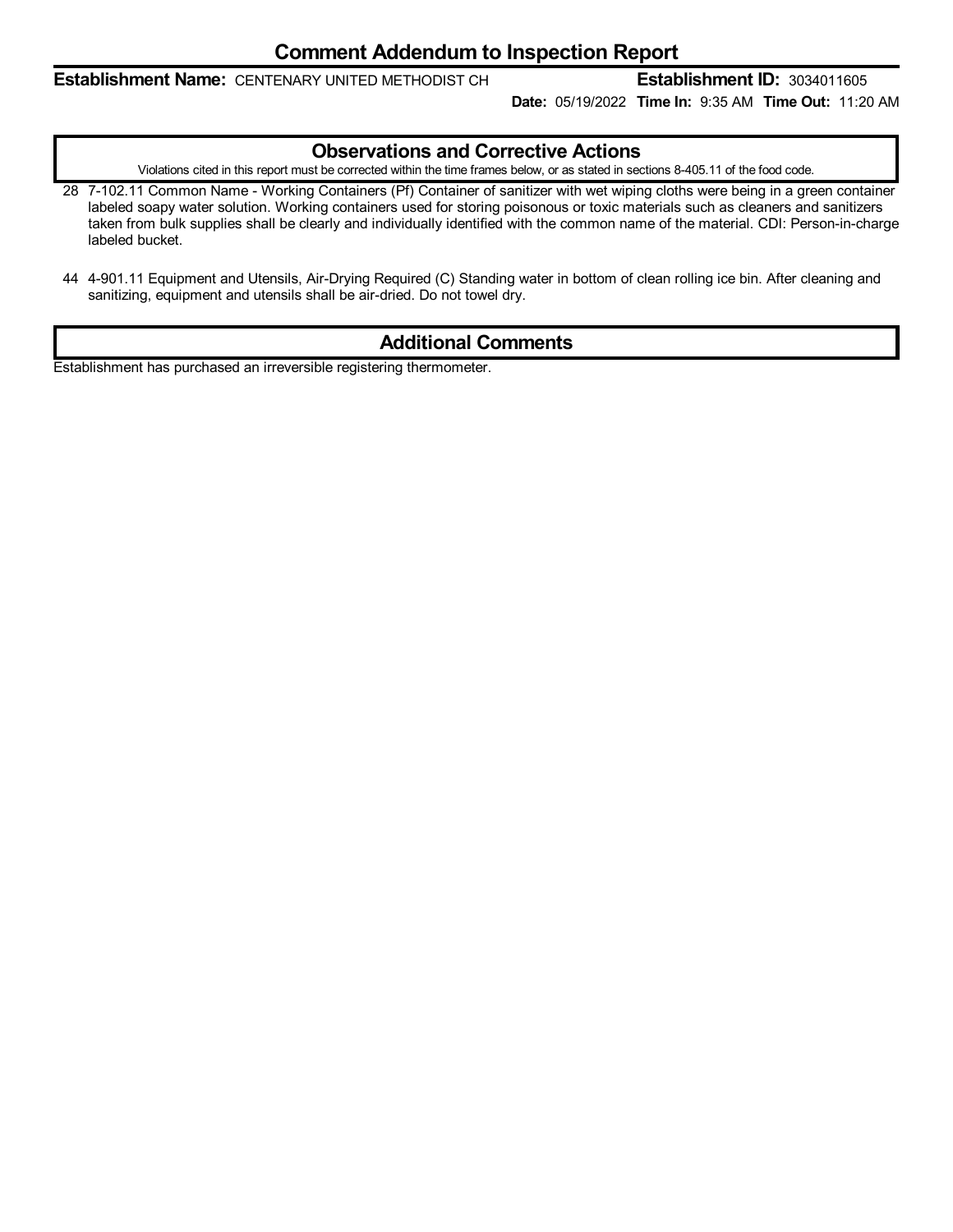# Comment Addendum to Inspection Report

**Establishment Name:** CENTENARY UNITED METHODIST CH **Establishment ID:** 3034011605

**Date:** 05/19/2022 **Time In:** 9:35 AM **Time Out:** 11:20 AM

## Observations and Corrective Actions

Violations cited in this report must be corrected within the time frames below, or as stated in sections 8-405.11 of the food code.

28 7-102.11 Common Name - Working Containers (Pf) Container of sanitizer with wet wiping cloths were being in a green container labeled soapy water solution. Working containers used for storing poisonous or toxic materials such as cleaners and sanitizers taken from bulk supplies shall be clearly and individually identified with the common name of the material. CDI: Person-in-charge labeled bucket.

44 4-901.11 Equipment and Utensils, Air-Drying Required (C) Standing water in bottom of clean rolling ice bin. After cleaning and sanitizing, equipment and utensils shall be air-dried. Do not towel dry.

## Additional Comments

Establishment has purchased an irreversible registering thermometer.